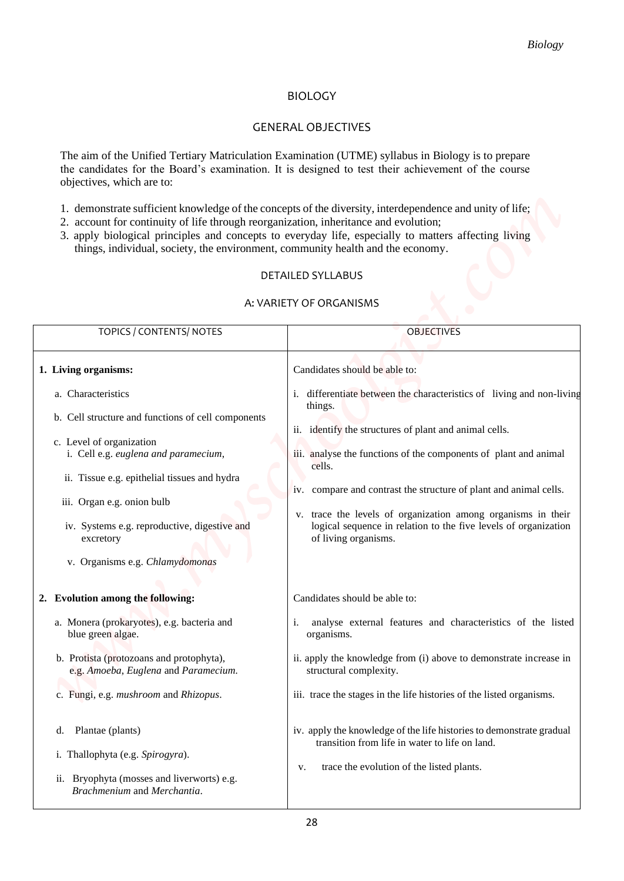# BIOLOGY

## GENERAL OBJECTIVES

The aim of the Unified Tertiary Matriculation Examination (UTME) syllabus in Biology is to prepare the candidates for the Board's examination. It is designed to test their achievement of the course objectives, which are to:

1. demonstrate sufficient knowledge of the concepts of the diversity, interdependence and unity of life;
2. account for continuity of life through reorganization, inheritance and evolution;
3. apply biological principles and concepts to everyday life, especially to matters affecting living things, individual, society, the environment, community health and the economy.

## DETAILED SYLLABUS

### A: VARIETY OF ORGANISMS

| TOPICS / CONTENTS/ NOTES | OBJECTIVES |
|---|---|
| **1. Living organisms:**<br><br>a. Characteristics<br><br>b. Cell structure and functions of cell components<br><br>c. Level of organization<br>i. Cell e.g. *euglena and paramecium*,<br>ii. Tissue e.g. epithelial tissues and hydra<br>iii. Organ e.g. onion bulb<br>iv. Systems e.g. reproductive, digestive and excretory<br>v. Organisms e.g. *Chlamydomonas* | Candidates should be able to:<br><br>i. differentiate between the characteristics of living and non-living things.<br><br>ii. identify the structures of plant and animal cells.<br><br>iii. analyse the functions of the components of plant and animal cells.<br><br>iv. compare and contrast the structure of plant and animal cells.<br><br>v. trace the levels of organization among organisms in their logical sequence in relation to the five levels of organization of living organisms. |
| **2. Evolution among the following:**<br><br>a. Monera (prokaryotes), e.g. bacteria and blue green algae.<br><br>b. Protista (protozoans and protophyta), e.g. *Amoeba*, *Euglena* and *Paramecium*.<br><br>c. Fungi, e.g. *mushroom* and *Rhizopus*.<br><br>d. Plantae (plants)<br>i. Thallophyta (e.g. *Spirogyra*).<br>ii. Bryophyta (mosses and liverworts) e.g. *Brachmenium* and *Merchantia*. | Candidates should be able to:<br><br>i. analyse external features and characteristics of the listed organisms.<br><br>ii. apply the knowledge from (i) above to demonstrate increase in structural complexity.<br><br>iii. trace the stages in the life histories of the listed organisms.<br><br>iv. apply the knowledge of the life histories to demonstrate gradual transition from life in water to life on land.<br><br>v. trace the evolution of the listed plants. |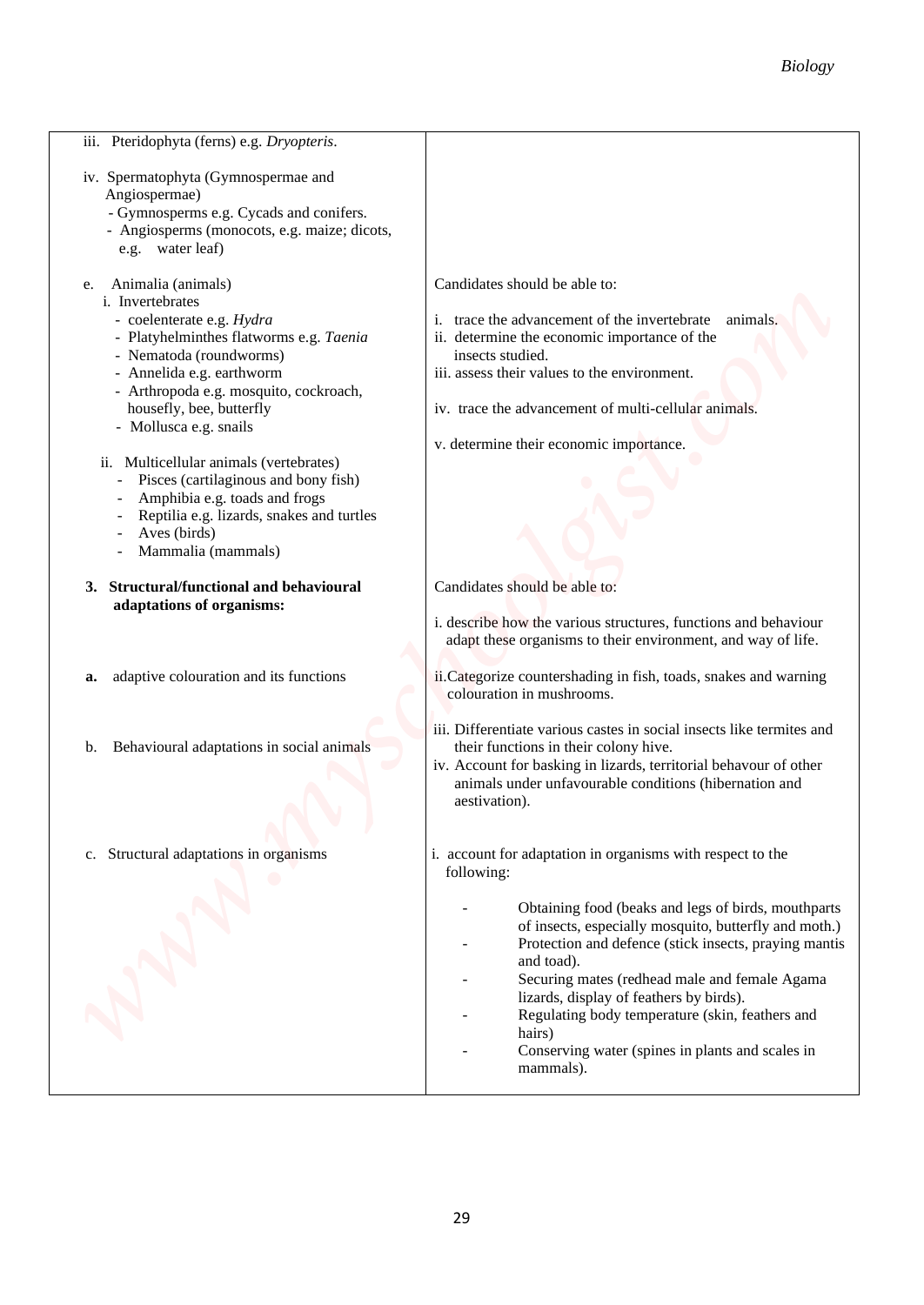| | |
|---|---|
| iii. Pteridophyta (ferns) e.g. *Dryopteris*.<br><br>iv. Spermatophyta (Gymnospermae and Angiospermae)<br>- Gymnosperms e.g. Cycads and conifers.<br>- Angiosperms (monocots, e.g. maize; dicots, e.g. water leaf) | |
| e. Animalia (animals)<br>i. Invertebrates<br>- coelenterate e.g. *Hydra*<br>- Platyhelminthes flatworms e.g. *Taenia*<br>- Nematoda (roundworms)<br>- Annelida e.g. earthworm<br>- Arthropoda e.g. mosquito, cockroach, housefly, bee, butterfly<br>- Mollusca e.g. snails<br><br>ii. Multicellular animals (vertebrates)<br>- Pisces (cartilaginous and bony fish)<br>- Amphibia e.g. toads and frogs<br>- Reptilia e.g. lizards, snakes and turtles<br>- Aves (birds)<br>- Mammalia (mammals) | Candidates should be able to:<br><br>i. trace the advancement of the invertebrate animals.<br>ii. determine the economic importance of the insects studied.<br>iii. assess their values to the environment.<br><br>iv. trace the advancement of multi-cellular animals.<br><br>v. determine their economic importance. |
| **3. Structural/functional and behavioural adaptations of organisms:** | Candidates should be able to:<br><br>i. describe how the various structures, functions and behaviour adapt these organisms to their environment, and way of life. |
| **a.** adaptive colouration and its functions | ii.Categorize countershading in fish, toads, snakes and warning colouration in mushrooms. |
| b. Behavioural adaptations in social animals | iii. Differentiate various castes in social insects like termites and their functions in their colony hive.<br>iv. Account for basking in lizards, territorial behavour of other animals under unfavourable conditions (hibernation and aestivation). |
| c. Structural adaptations in organisms | i. account for adaptation in organisms with respect to the following:<br><br>- Obtaining food (beaks and legs of birds, mouthparts of insects, especially mosquito, butterfly and moth.)<br>- Protection and defence (stick insects, praying mantis and toad).<br>- Securing mates (redhead male and female Agama lizards, display of feathers by birds).<br>- Regulating body temperature (skin, feathers and hairs)<br>- Conserving water (spines in plants and scales in mammals). |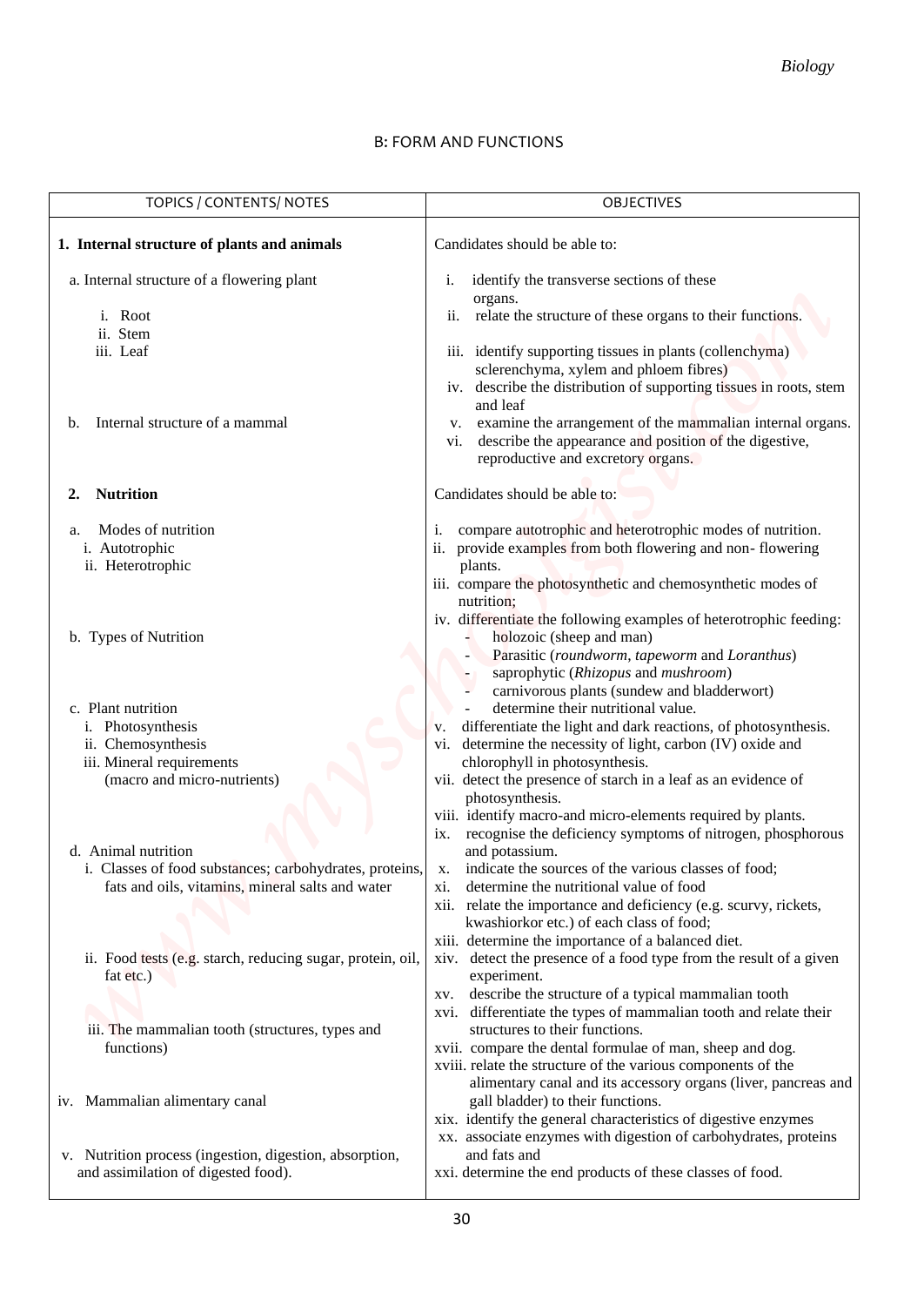## B: FORM AND FUNCTIONS

| TOPICS / CONTENTS/ NOTES | OBJECTIVES |
|---|---|
| **1. Internal structure of plants and animals** | Candidates should be able to: |
| a. Internal structure of a flowering plant<br>i. Root<br>ii. Stem<br>iii. Leaf | i. identify the transverse sections of these organs.<br>ii. relate the structure of these organs to their functions.<br>iii. identify supporting tissues in plants (collenchyma) sclerenchyma, xylem and phloem fibres)<br>iv. describe the distribution of supporting tissues in roots, stem and leaf |
| b. Internal structure of a mammal | v. examine the arrangement of the mammalian internal organs.<br>vi. describe the appearance and position of the digestive, reproductive and excretory organs. |
| **2. Nutrition** | Candidates should be able to: |
| a. Modes of nutrition<br>i. Autotrophic<br>ii. Heterotrophic | i. compare autotrophic and heterotrophic modes of nutrition.<br>ii. provide examples from both flowering and non- flowering plants.<br>iii. compare the photosynthetic and chemosynthetic modes of nutrition; |
| b. Types of Nutrition | iv. differentiate the following examples of heterotrophic feeding:<br>- holozoic (sheep and man)<br>- Parasitic (*roundworm*, *tapeworm* and *Loranthus*)<br>- saprophytic (*Rhizopus* and *mushroom*)<br>- carnivorous plants (sundew and bladderwort) |
| c. Plant nutrition<br>i. Photosynthesis<br>ii. Chemosynthesis<br>iii. Mineral requirements (macro and micro-nutrients) | - determine their nutritional value.<br>v. differentiate the light and dark reactions, of photosynthesis.<br>vi. determine the necessity of light, carbon (IV) oxide and chlorophyll in photosynthesis.<br>vii. detect the presence of starch in a leaf as an evidence of photosynthesis.<br>viii. identify macro-and micro-elements required by plants.<br>ix. recognise the deficiency symptoms of nitrogen, phosphorous and potassium. |
| d. Animal nutrition<br>i. Classes of food substances; carbohydrates, proteins, fats and oils, vitamins, mineral salts and water | x. indicate the sources of the various classes of food;<br>xi. determine the nutritional value of food<br>xii. relate the importance and deficiency (e.g. scurvy, rickets, kwashiorkor etc.) of each class of food;<br>xiii. determine the importance of a balanced diet. |
| ii. Food tests (e.g. starch, reducing sugar, protein, oil, fat etc.) | xiv. detect the presence of a food type from the result of a given experiment. |
| iii. The mammalian tooth (structures, types and functions) | xv. describe the structure of a typical mammalian tooth<br>xvi. differentiate the types of mammalian tooth and relate their structures to their functions.<br>xvii. compare the dental formulae of man, sheep and dog. |
| iv. Mammalian alimentary canal | xviii. relate the structure of the various components of the alimentary canal and its accessory organs (liver, pancreas and gall bladder) to their functions. |
| v. Nutrition process (ingestion, digestion, absorption, and assimilation of digested food). | xix. identify the general characteristics of digestive enzymes<br>xx. associate enzymes with digestion of carbohydrates, proteins and fats and<br>xxi. determine the end products of these classes of food. |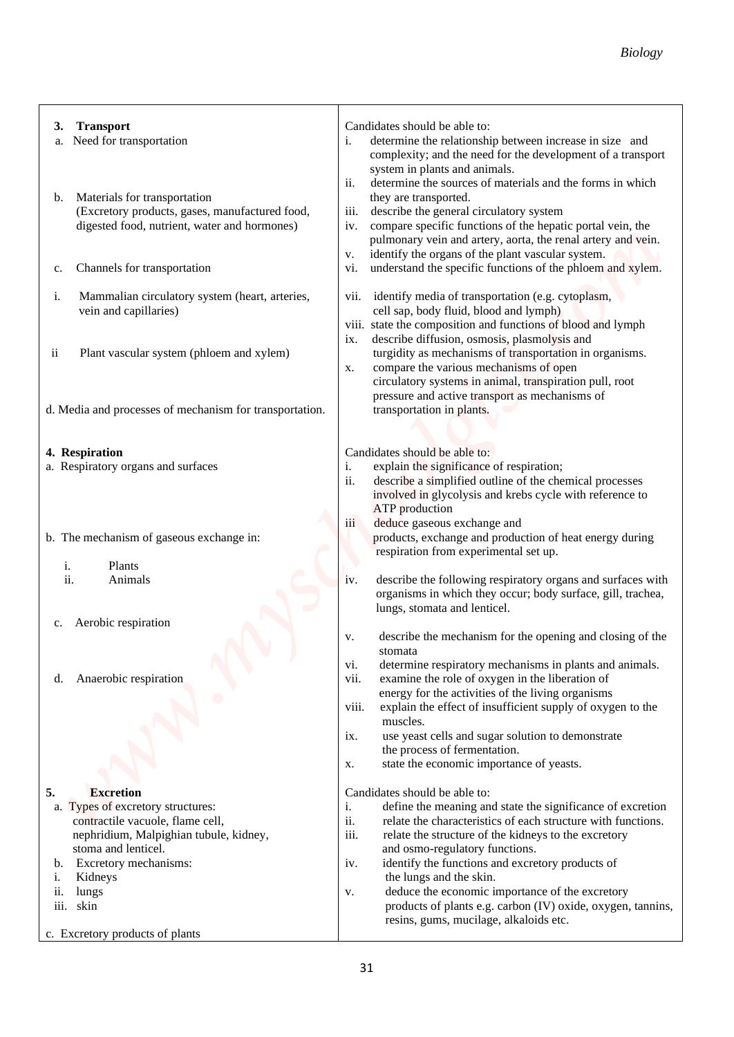| **3. Transport**<br>a. Need for transportation<br><br>b. Materials for transportation (Excretory products, gases, manufactured food, digested food, nutrient, water and hormones)<br><br>c. Channels for transportation<br><br>i. Mammalian circulatory system (heart, arteries, vein and capillaries)<br><br>ii Plant vascular system (phloem and xylem)<br><br>d. Media and processes of mechanism for transportation. | Candidates should be able to:<br>i. determine the relationship between increase in size and complexity; and the need for the development of a transport system in plants and animals.<br>ii. determine the sources of materials and the forms in which they are transported.<br>iii. describe the general circulatory system<br>iv. compare specific functions of the hepatic portal vein, the pulmonary vein and artery, aorta, the renal artery and vein.<br>v. identify the organs of the plant vascular system.<br>vi. understand the specific functions of the phloem and xylem.<br>vii. identify media of transportation (e.g. cytoplasm, cell sap, body fluid, blood and lymph)<br>viii. state the composition and functions of blood and lymph<br>ix. describe diffusion, osmosis, plasmolysis and turgidity as mechanisms of transportation in organisms.<br>x. compare the various mechanisms of open circulatory systems in animal, transpiration pull, root pressure and active transport as mechanisms of transportation in plants. |
|---|---|
| **4. Respiration**<br>a. Respiratory organs and surfaces<br><br>b. The mechanism of gaseous exchange in:<br>i. Plants<br>ii. Animals<br><br>c. Aerobic respiration<br><br>d. Anaerobic respiration | Candidates should be able to:<br>i. explain the significance of respiration;<br>ii. describe a simplified outline of the chemical processes involved in glycolysis and krebs cycle with reference to ATP production<br>iii deduce gaseous exchange and products, exchange and production of heat energy during respiration from experimental set up.<br>iv. describe the following respiratory organs and surfaces with organisms in which they occur; body surface, gill, trachea, lungs, stomata and lenticel.<br>v. describe the mechanism for the opening and closing of the stomata<br>vi. determine respiratory mechanisms in plants and animals.<br>vii. examine the role of oxygen in the liberation of energy for the activities of the living organisms<br>viii. explain the effect of insufficient supply of oxygen to the muscles.<br>ix. use yeast cells and sugar solution to demonstrate the process of fermentation.<br>x. state the economic importance of yeasts. |
| **5. Excretion**<br>a. Types of excretory structures: contractile vacuole, flame cell, nephridium, Malpighian tubule, kidney, stoma and lenticel.<br>b. Excretory mechanisms:<br>i. Kidneys<br>ii. lungs<br>iii. skin<br><br>c. Excretory products of plants | Candidates should be able to:<br>i. define the meaning and state the significance of excretion<br>ii. relate the characteristics of each structure with functions.<br>iii. relate the structure of the kidneys to the excretory and osmo-regulatory functions.<br>iv. identify the functions and excretory products of the lungs and the skin.<br>v. deduce the economic importance of the excretory products of plants e.g. carbon (IV) oxide, oxygen, tannins, resins, gums, mucilage, alkaloids etc. |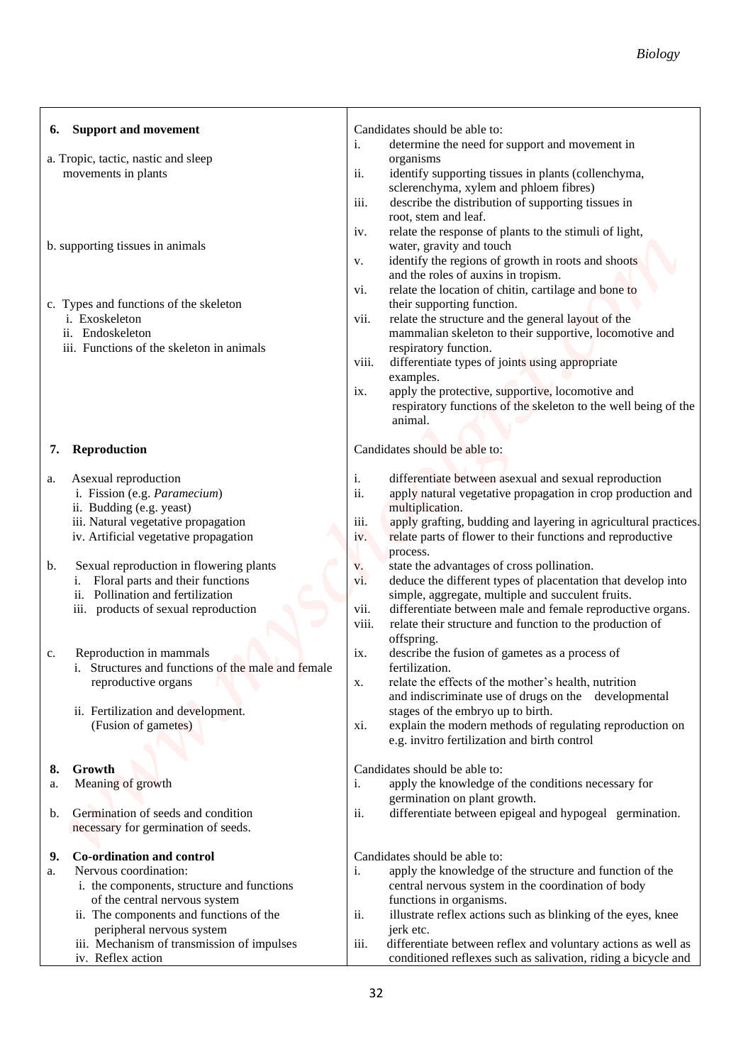| Topics | Objectives |
|---|---|
| **6. Support and movement**<br><br>a. Tropic, tactic, nastic and sleep movements in plants<br><br>b. supporting tissues in animals<br><br>c. Types and functions of the skeleton<br>i. Exoskeleton<br>ii. Endoskeleton<br>iii. Functions of the skeleton in animals | Candidates should be able to:<br>i. determine the need for support and movement in organisms<br>ii. identify supporting tissues in plants (collenchyma, sclerenchyma, xylem and phloem fibres)<br>iii. describe the distribution of supporting tissues in root, stem and leaf.<br>iv. relate the response of plants to the stimuli of light, water, gravity and touch<br>v. identify the regions of growth in roots and shoots and the roles of auxins in tropism.<br>vi. relate the location of chitin, cartilage and bone to their supporting function.<br>vii. relate the structure and the general layout of the mammalian skeleton to their supportive, locomotive and respiratory function.<br>viii. differentiate types of joints using appropriate examples.<br>ix. apply the protective, supportive, locomotive and respiratory functions of the skeleton to the well being of the animal. |
| **7. Reproduction**<br><br>a. Asexual reproduction<br>i. Fission (e.g. *Paramecium*)<br>ii. Budding (e.g. yeast)<br>iii. Natural vegetative propagation<br>iv. Artificial vegetative propagation<br><br>b. Sexual reproduction in flowering plants<br>i. Floral parts and their functions<br>ii. Pollination and fertilization<br>iii. products of sexual reproduction<br><br>c. Reproduction in mammals<br>i. Structures and functions of the male and female reproductive organs<br>ii. Fertilization and development. (Fusion of gametes) | Candidates should be able to:<br>i. differentiate between asexual and sexual reproduction<br>ii. apply natural vegetative propagation in crop production and multiplication.<br>iii. apply grafting, budding and layering in agricultural practices.<br>iv. relate parts of flower to their functions and reproductive process.<br>v. state the advantages of cross pollination.<br>vi. deduce the different types of placentation that develop into simple, aggregate, multiple and succulent fruits.<br>vii. differentiate between male and female reproductive organs.<br>viii. relate their structure and function to the production of offspring.<br>ix. describe the fusion of gametes as a process of fertilization.<br>x. relate the effects of the mother's health, nutrition and indiscriminate use of drugs on the developmental stages of the embryo up to birth.<br>xi. explain the modern methods of regulating reproduction on e.g. invitro fertilization and birth control |
| **8. Growth**<br>a. Meaning of growth<br><br>b. Germination of seeds and condition necessary for germination of seeds. | Candidates should be able to:<br>i. apply the knowledge of the conditions necessary for germination on plant growth.<br>ii. differentiate between epigeal and hypogeal germination. |
| **9. Co-ordination and control**<br>a. Nervous coordination:<br>i. the components, structure and functions of the central nervous system<br>ii. The components and functions of the peripheral nervous system<br>iii. Mechanism of transmission of impulses<br>iv. Reflex action | Candidates should be able to:<br>i. apply the knowledge of the structure and function of the central nervous system in the coordination of body functions in organisms.<br>ii. illustrate reflex actions such as blinking of the eyes, knee jerk etc.<br>iii. differentiate between reflex and voluntary actions as well as conditioned reflexes such as salivation, riding a bicycle and |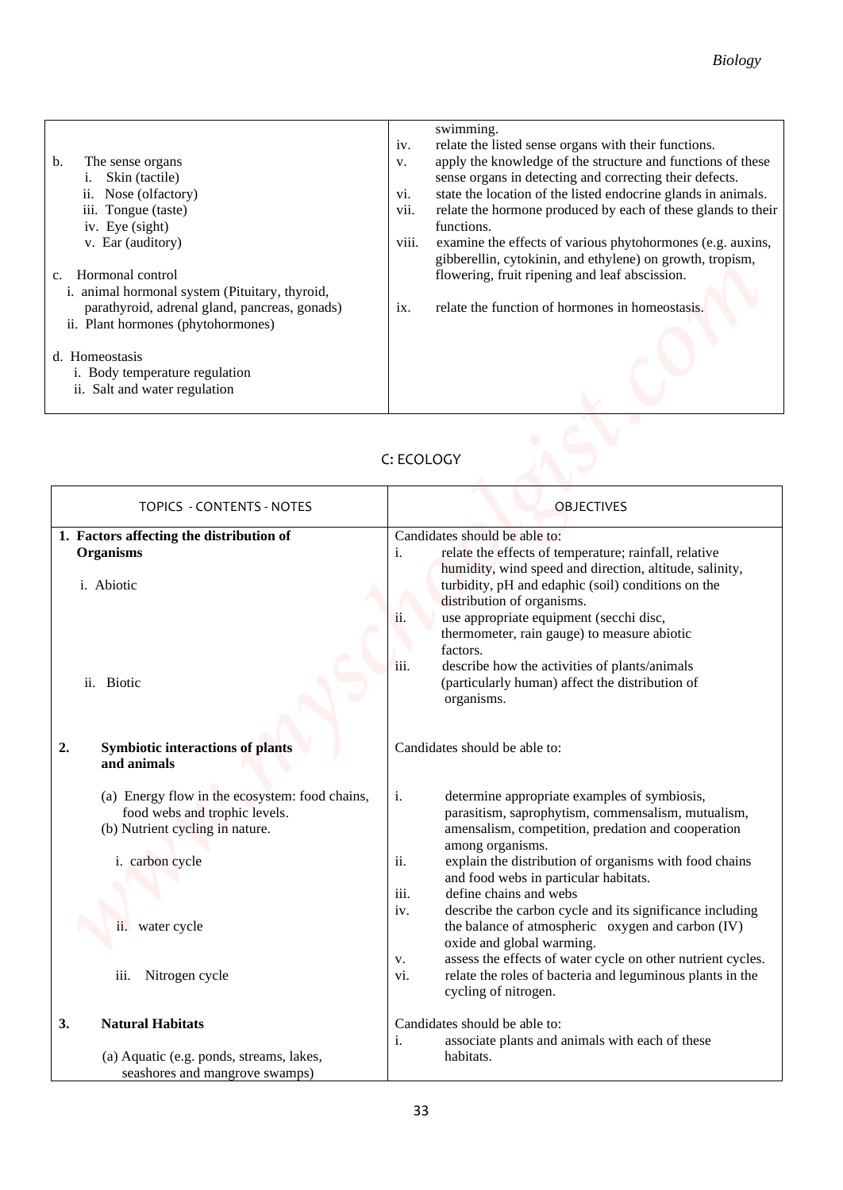| | |
|---|---|
| b. The sense organs<br>i. Skin (tactile)<br>ii. Nose (olfactory)<br>iii. Tongue (taste)<br>iv. Eye (sight)<br>v. Ear (auditory)<br><br>c. Hormonal control<br>i. animal hormonal system (Pituitary, thyroid, parathyroid, adrenal gland, pancreas, gonads)<br>ii. Plant hormones (phytohormones)<br><br>d. Homeostasis<br>i. Body temperature regulation<br>ii. Salt and water regulation | swimming.<br>iv. relate the listed sense organs with their functions.<br>v. apply the knowledge of the structure and functions of these sense organs in detecting and correcting their defects.<br>vi. state the location of the listed endocrine glands in animals.<br>vii. relate the hormone produced by each of these glands to their functions.<br>viii. examine the effects of various phytohormones (e.g. auxins, gibberellin, cytokinin, and ethylene) on growth, tropism, flowering, fruit ripening and leaf abscission.<br><br>ix. relate the function of hormones in homeostasis. |

## C: ECOLOGY

| TOPICS - CONTENTS - NOTES | OBJECTIVES |
|---|---|
| **1. Factors affecting the distribution of Organisms**<br><br>i. Abiotic<br><br><br><br><br><br>ii. Biotic | Candidates should be able to:<br>i. relate the effects of temperature; rainfall, relative humidity, wind speed and direction, altitude, salinity, turbidity, pH and edaphic (soil) conditions on the distribution of organisms.<br>ii. use appropriate equipment (secchi disc, thermometer, rain gauge) to measure abiotic factors.<br>iii. describe how the activities of plants/animals (particularly human) affect the distribution of organisms. |
| **2. Symbiotic interactions of plants and animals**<br><br>(a) Energy flow in the ecosystem: food chains, food webs and trophic levels.<br>(b) Nutrient cycling in nature.<br><br>i. carbon cycle<br><br><br>ii. water cycle<br><br><br>iii. Nitrogen cycle | Candidates should be able to:<br><br>i. determine appropriate examples of symbiosis, parasitism, saprophytism, commensalism, mutualism, amensalism, competition, predation and cooperation among organisms.<br>ii. explain the distribution of organisms with food chains and food webs in particular habitats.<br>iii. define chains and webs<br>iv. describe the carbon cycle and its significance including the balance of atmospheric oxygen and carbon (IV) oxide and global warming.<br>v. assess the effects of water cycle on other nutrient cycles.<br>vi. relate the roles of bacteria and leguminous plants in the cycling of nitrogen. |
| **3. Natural Habitats**<br><br>(a) Aquatic (e.g. ponds, streams, lakes, seashores and mangrove swamps) | Candidates should be able to:<br>i. associate plants and animals with each of these habitats. |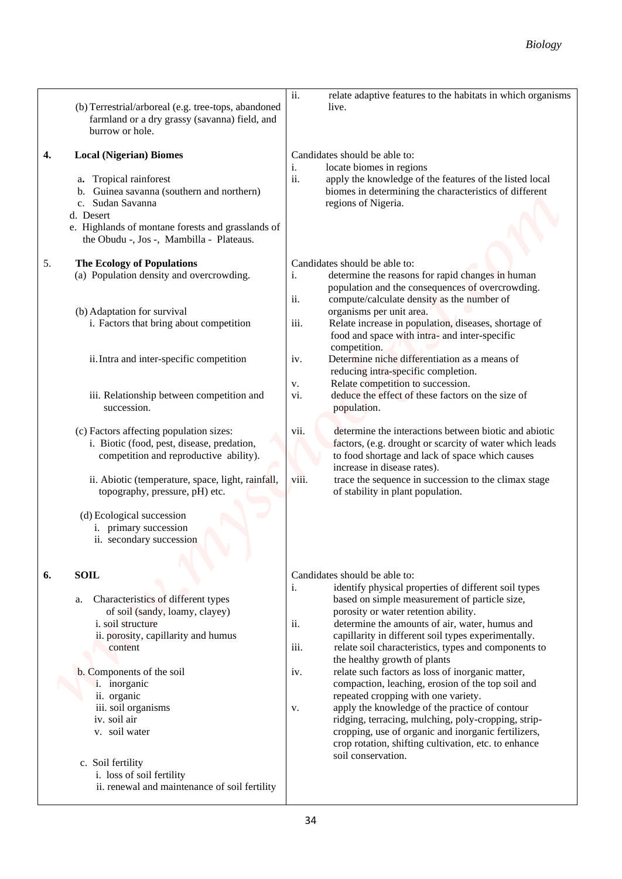| | |
|---|---|
| (b) Terrestrial/arboreal (e.g. tree-tops, abandoned farmland or a dry grassy (savanna) field, and burrow or hole. | ii. relate adaptive features to the habitats in which organisms live. |
| **4. Local (Nigerian) Biomes**<br><br>a. Tropical rainforest<br>b. Guinea savanna (southern and northern)<br>c. Sudan Savanna<br>d. Desert<br>e. Highlands of montane forests and grasslands of the Obudu -, Jos -, Mambilla - Plateaus. | Candidates should be able to:<br>i. locate biomes in regions<br>ii. apply the knowledge of the features of the listed local biomes in determining the characteristics of different regions of Nigeria. |
| 5. **The Ecology of Populations**<br>(a) Population density and overcrowding.<br><br>(b) Adaptation for survival<br>i. Factors that bring about competition<br><br>ii. Intra and inter-specific competition<br><br>iii. Relationship between competition and succession.<br><br>(c) Factors affecting population sizes:<br>i. Biotic (food, pest, disease, predation, competition and reproductive ability).<br><br>ii. Abiotic (temperature, space, light, rainfall, topography, pressure, pH) etc.<br><br>(d) Ecological succession<br>i. primary succession<br>ii. secondary succession | Candidates should be able to:<br>i. determine the reasons for rapid changes in human population and the consequences of overcrowding.<br>ii. compute/calculate density as the number of organisms per unit area.<br>iii. Relate increase in population, diseases, shortage of food and space with intra- and inter-specific competition.<br>iv. Determine niche differentiation as a means of reducing intra-specific completion.<br>v. Relate competition to succession.<br>vi. deduce the effect of these factors on the size of population.<br><br>vii. determine the interactions between biotic and abiotic factors, (e.g. drought or scarcity of water which leads to food shortage and lack of space which causes increase in disease rates).<br>viii. trace the sequence in succession to the climax stage of stability in plant population. |
| **6. SOIL**<br><br>a. Characteristics of different types of soil (sandy, loamy, clayey)<br>i. soil structure<br>ii. porosity, capillarity and humus content<br><br>b. Components of the soil<br>i. inorganic<br>ii. organic<br>iii. soil organisms<br>iv. soil air<br>v. soil water<br><br>c. Soil fertility<br>i. loss of soil fertility<br>ii. renewal and maintenance of soil fertility | Candidates should be able to:<br>i. identify physical properties of different soil types based on simple measurement of particle size, porosity or water retention ability.<br>ii. determine the amounts of air, water, humus and capillarity in different soil types experimentally.<br>iii. relate soil characteristics, types and components to the healthy growth of plants<br>iv. relate such factors as loss of inorganic matter, compaction, leaching, erosion of the top soil and repeated cropping with one variety.<br>v. apply the knowledge of the practice of contour ridging, terracing, mulching, poly-cropping, strip-cropping, use of organic and inorganic fertilizers, crop rotation, shifting cultivation, etc. to enhance soil conservation. |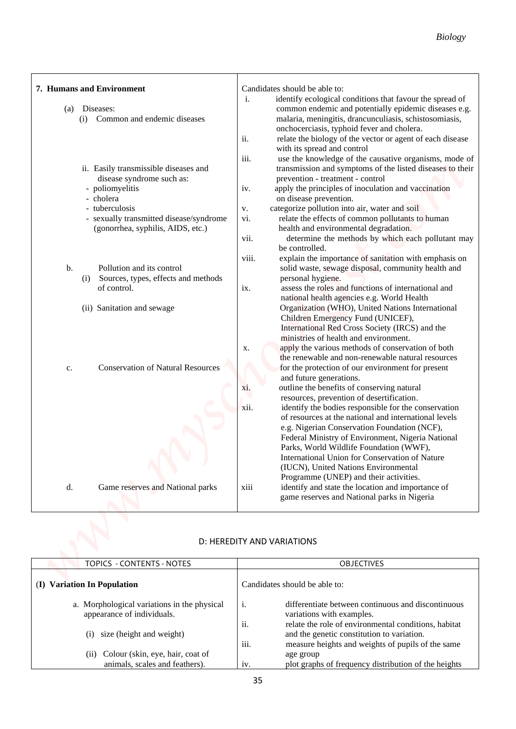| 7. Humans and Environment | Candidates should be able to: |
|---|---|
| (a) Diseases:<br>(i) Common and endemic diseases<br><br>ii. Easily transmissible diseases and disease syndrome such as:<br>- poliomyelitis<br>- cholera<br>- tuberculosis<br>- sexually transmitted disease/syndrome (gonorrhea, syphilis, AIDS, etc.) | i. identify ecological conditions that favour the spread of common endemic and potentially epidemic diseases e.g. malaria, meningitis, drancunculiasis, schistosomiasis, onchocerciasis, typhoid fever and cholera.<br>ii. relate the biology of the vector or agent of each disease with its spread and control<br>iii. use the knowledge of the causative organisms, mode of transmission and symptoms of the listed diseases to their prevention - treatment - control<br>iv. apply the principles of inoculation and vaccination on disease prevention. |
| b. Pollution and its control<br>(i) Sources, types, effects and methods of control.<br><br>(ii) Sanitation and sewage | v. categorize pollution into air, water and soil<br>vi. relate the effects of common pollutants to human health and environmental degradation.<br>vii. determine the methods by which each pollutant may be controlled.<br>viii. explain the importance of sanitation with emphasis on solid waste, sewage disposal, community health and personal hygiene.<br>ix. assess the roles and functions of international and national health agencies e.g. World Health Organization (WHO), United Nations International Children Emergency Fund (UNICEF), International Red Cross Society (IRCS) and the ministries of health and environment. |
| c. Conservation of Natural Resources | x. apply the various methods of conservation of both the renewable and non-renewable natural resources for the protection of our environment for present and future generations.<br>xi. outline the benefits of conserving natural resources, prevention of desertification.<br>xii. identify the bodies responsible for the conservation of resources at the national and international levels e.g. Nigerian Conservation Foundation (NCF), Federal Ministry of Environment, Nigeria National Parks, World Wildlife Foundation (WWF), International Union for Conservation of Nature (IUCN), United Nations Environmental Programme (UNEP) and their activities. |
| d. Game reserves and National parks | xiii identify and state the location and importance of game reserves and National parks in Nigeria |

## D: HEREDITY AND VARIATIONS

| TOPICS - CONTENTS - NOTES | OBJECTIVES |
|---|---|
| **(I) Variation In Population** | Candidates should be able to: |
| a. Morphological variations in the physical appearance of individuals.<br><br>(i) size (height and weight)<br><br>(ii) Colour (skin, eye, hair, coat of animals, scales and feathers). | i. differentiate between continuous and discontinuous variations with examples.<br>ii. relate the role of environmental conditions, habitat and the genetic constitution to variation.<br>iii. measure heights and weights of pupils of the same age group<br>iv. plot graphs of frequency distribution of the heights |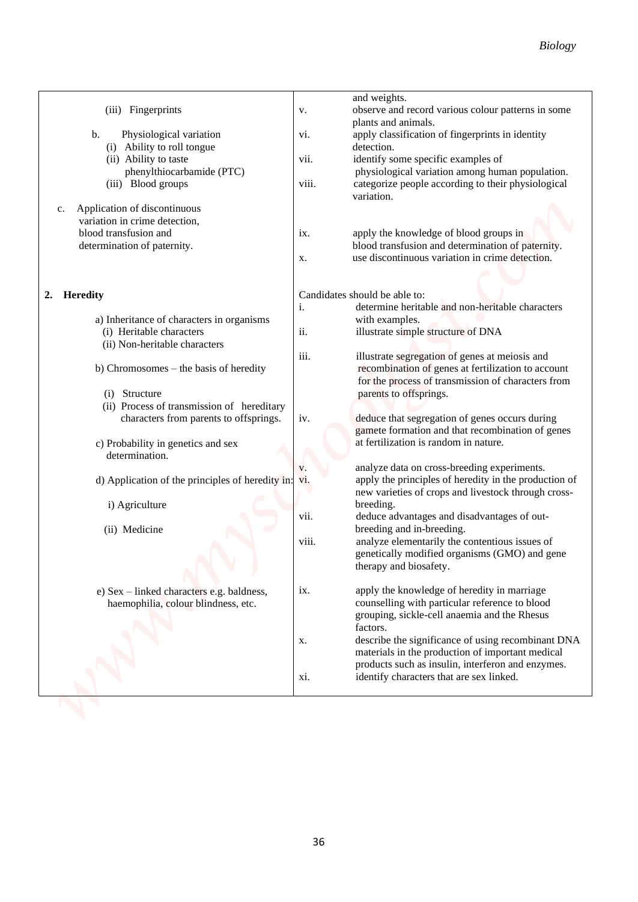| | |
|---|---|
| (iii) Fingerprints | and weights.<br>v. observe and record various colour patterns in some plants and animals. |
| b. Physiological variation<br>(i) Ability to roll tongue<br>(ii) Ability to taste phenylthiocarbamide (PTC)<br>(iii) Blood groups | vi. apply classification of fingerprints in identity detection.<br>vii. identify some specific examples of physiological variation among human population.<br>viii. categorize people according to their physiological variation. |
| c. Application of discontinuous variation in crime detection, blood transfusion and determination of paternity. | ix. apply the knowledge of blood groups in blood transfusion and determination of paternity.<br>x. use discontinuous variation in crime detection. |
| **2. Heredity** | Candidates should be able to: |
| a) Inheritance of characters in organisms<br>(i) Heritable characters<br>(ii) Non-heritable characters | i. determine heritable and non-heritable characters with examples.<br>ii. illustrate simple structure of DNA |
| b) Chromosomes – the basis of heredity<br>(i) Structure<br>(ii) Process of transmission of hereditary characters from parents to offsprings. | iii. illustrate segregation of genes at meiosis and recombination of genes at fertilization to account for the process of transmission of characters from parents to offsprings.<br>iv. deduce that segregation of genes occurs during gamete formation and that recombination of genes at fertilization is random in nature. |
| c) Probability in genetics and sex determination. | v. analyze data on cross-breeding experiments. |
| d) Application of the principles of heredity in:<br>i) Agriculture<br>(ii) Medicine | vi. apply the principles of heredity in the production of new varieties of crops and livestock through cross-breeding.<br>vii. deduce advantages and disadvantages of out-breeding and in-breeding.<br>viii. analyze elementarily the contentious issues of genetically modified organisms (GMO) and gene therapy and biosafety. |
| e) Sex – linked characters e.g. baldness, haemophilia, colour blindness, etc. | ix. apply the knowledge of heredity in marriage counselling with particular reference to blood grouping, sickle-cell anaemia and the Rhesus factors.<br>x. describe the significance of using recombinant DNA materials in the production of important medical products such as insulin, interferon and enzymes.<br>xi. identify characters that are sex linked. |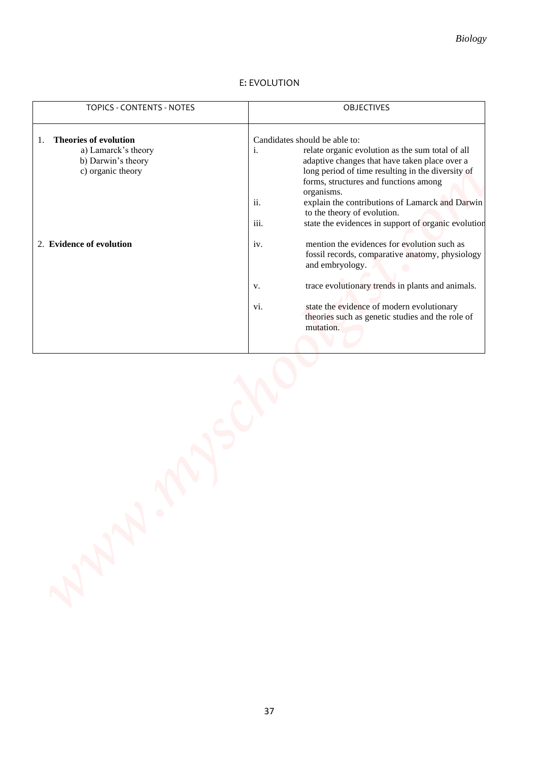## E: EVOLUTION

| TOPICS - CONTENTS - NOTES | OBJECTIVES |
|---|---|
| 1. **Theories of evolution**<br>a) Lamarck's theory<br>b) Darwin's theory<br>c) organic theory | Candidates should be able to:<br>i. relate organic evolution as the sum total of all adaptive changes that have taken place over a long period of time resulting in the diversity of forms, structures and functions among organisms.<br>ii. explain the contributions of Lamarck and Darwin to the theory of evolution.<br>iii. state the evidences in support of organic evolution |
| 2. **Evidence of evolution** | iv. mention the evidences for evolution such as fossil records, comparative anatomy, physiology and embryology.<br>v. trace evolutionary trends in plants and animals.<br>vi. state the evidence of modern evolutionary theories such as genetic studies and the role of mutation. |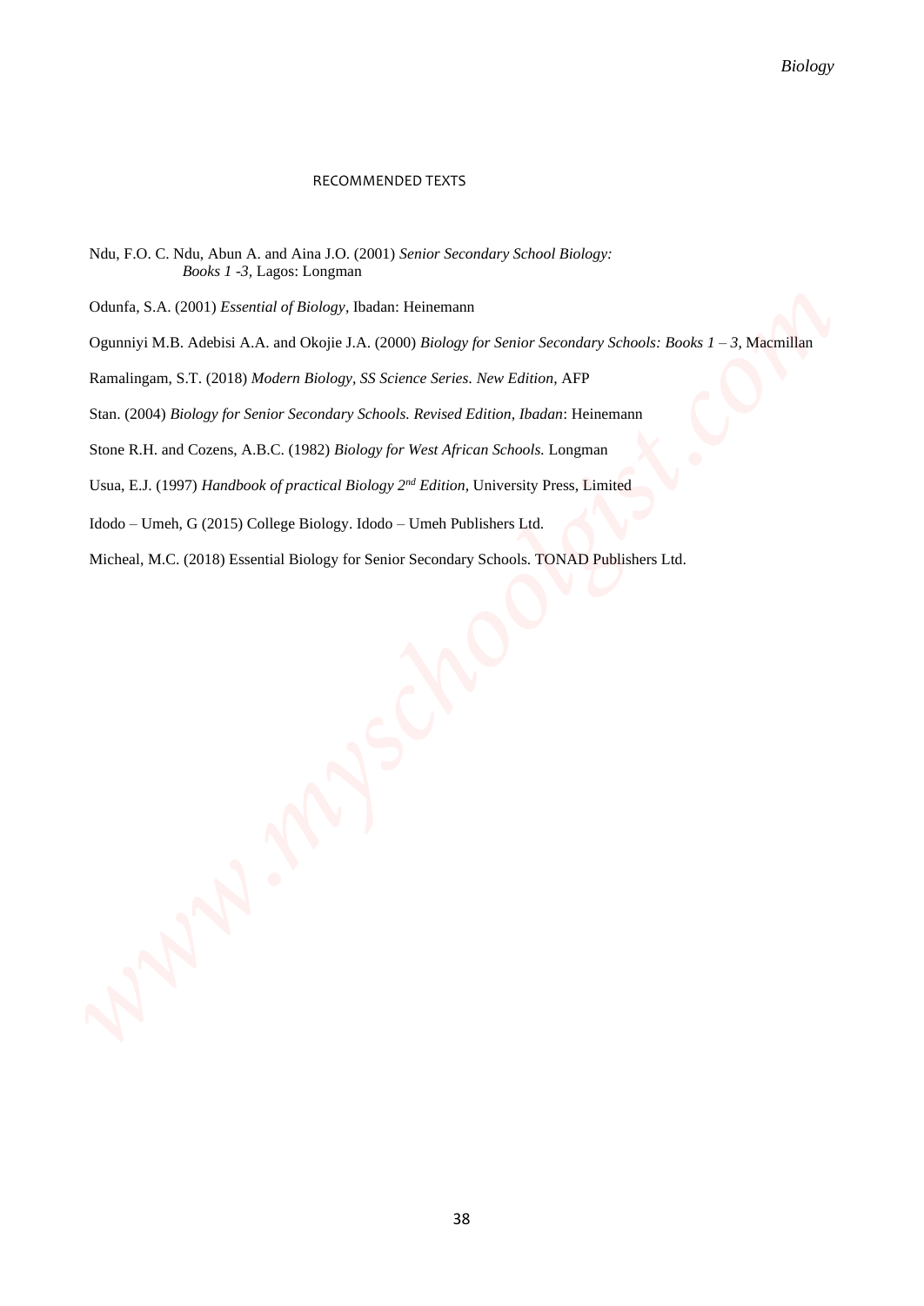## RECOMMENDED TEXTS

Ndu, F.O. C. Ndu, Abun A. and Aina J.O. (2001) *Senior Secondary School Biology: Books 1 -3*, Lagos: Longman

Odunfa, S.A. (2001) *Essential of Biology*, Ibadan: Heinemann

Ogunniyi M.B. Adebisi A.A. and Okojie J.A. (2000) *Biology for Senior Secondary Schools: Books 1 – 3*, Macmillan

Ramalingam, S.T. (2018) *Modern Biology, SS Science Series. New Edition*, AFP

Stan. (2004) *Biology for Senior Secondary Schools. Revised Edition, Ibadan*: Heinemann

Stone R.H. and Cozens, A.B.C. (1982) *Biology for West African Schools.* Longman

Usua, E.J. (1997) *Handbook of practical Biology 2nd Edition*, University Press, Limited

Idodo – Umeh, G (2015) College Biology. Idodo – Umeh Publishers Ltd.

Micheal, M.C. (2018) Essential Biology for Senior Secondary Schools. TONAD Publishers Ltd.